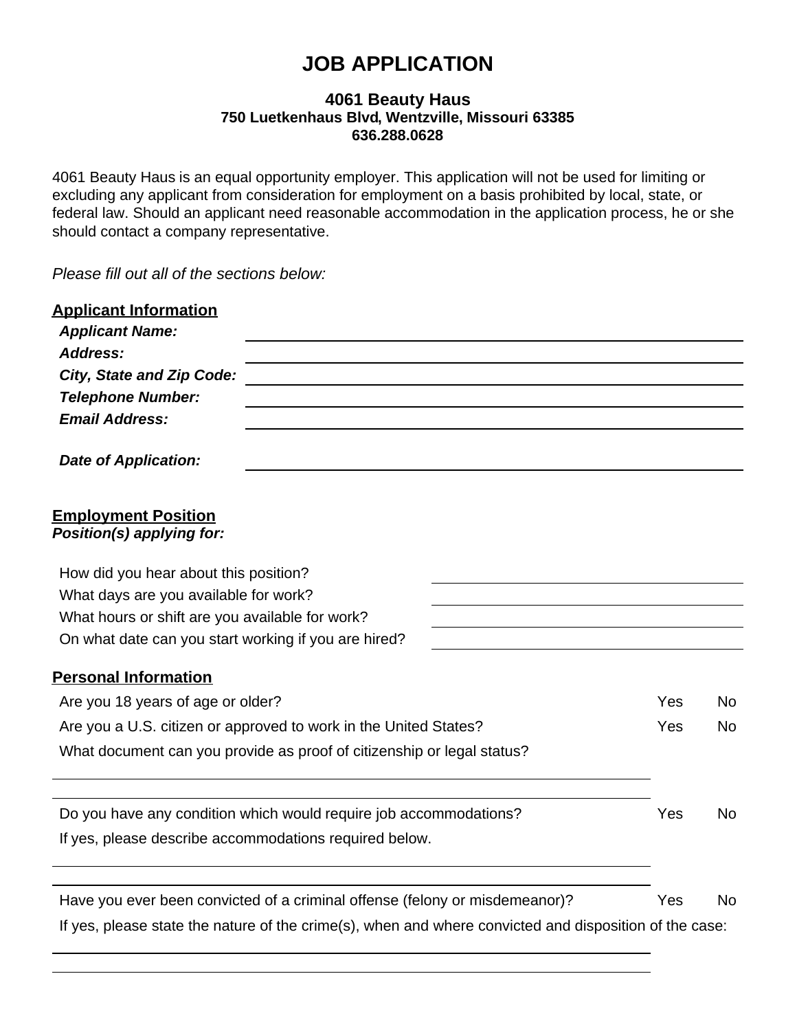# JOB APPLICATION

### 4061 Beauty Haus
**750 Luetkenhaus Blvd, Wentzville, Missouri 63385**
**636.288.0628**

4061 Beauty Haus is an equal opportunity employer. This application will not be used for limiting or excluding any applicant from consideration for employment on a basis prohibited by local, state, or federal law. Should an applicant need reasonable accommodation in the application process, he or she should contact a company representative.

*Please fill out all of the sections below:*

## Applicant Information

***Applicant Name:*** ______________________________

***Address:*** ______________________________

***City, State and Zip Code:*** ______________________________

***Telephone Number:*** ______________________________

***Email Address:*** ______________________________

***Date of Application:*** ______________________________

## Employment Position

***Position(s) applying for:***

How did you hear about this position? ______________________________

What days are you available for work? ______________________________

What hours or shift are you available for work? ______________________________

On what date can you start working if you are hired? ______________________________

## Personal Information

Are you 18 years of age or older? Yes No

Are you a U.S. citizen or approved to work in the United States? Yes No

What document can you provide as proof of citizenship or legal status?

______________________________

______________________________

Do you have any condition which would require job accommodations? Yes No

If yes, please describe accommodations required below.

______________________________

______________________________

Have you ever been convicted of a criminal offense (felony or misdemeanor)? Yes No

If yes, please state the nature of the crime(s), when and where convicted and disposition of the case:

______________________________

______________________________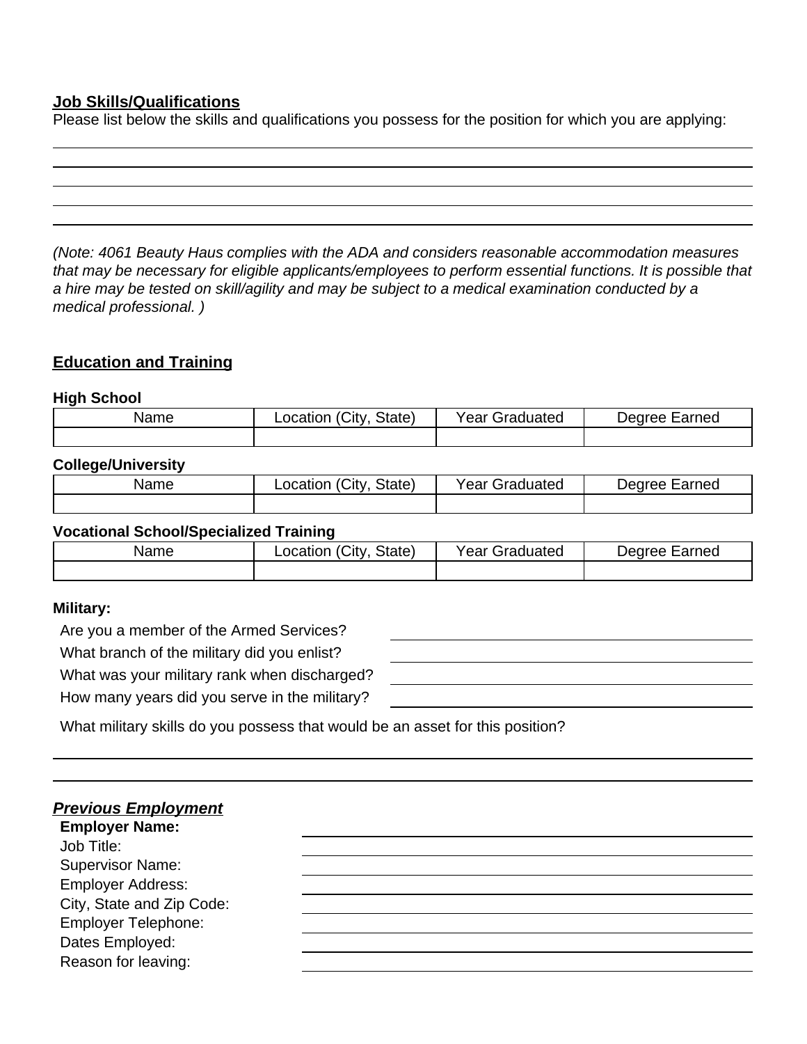## Job Skills/Qualifications

Please list below the skills and qualifications you possess for the position for which you are applying:

_(Note: 4061 Beauty Haus complies with the ADA and considers reasonable accommodation measures that may be necessary for eligible applicants/employees to perform essential functions. It is possible that a hire may be tested on skill/agility and may be subject to a medical examination conducted by a medical professional. )_

## Education and Training

**High School**

| Name | Location (City, State) | Year Graduated | Degree Earned |
| --- | --- | --- | --- |
| | | | |

**College/University**

| Name | Location (City, State) | Year Graduated | Degree Earned |
| --- | --- | --- | --- |
| | | | |

**Vocational School/Specialized Training**

| Name | Location (City, State) | Year Graduated | Degree Earned |
| --- | --- | --- | --- |
| | | | |

**Military:**

Are you a member of the Armed Services?

What branch of the military did you enlist?

What was your military rank when discharged?

How many years did you serve in the military?

What military skills do you possess that would be an asset for this position?

## ***Previous Employment***

**Employer Name:**

Job Title:

Supervisor Name:

Employer Address:

City, State and Zip Code:

Employer Telephone:

Dates Employed:

Reason for leaving: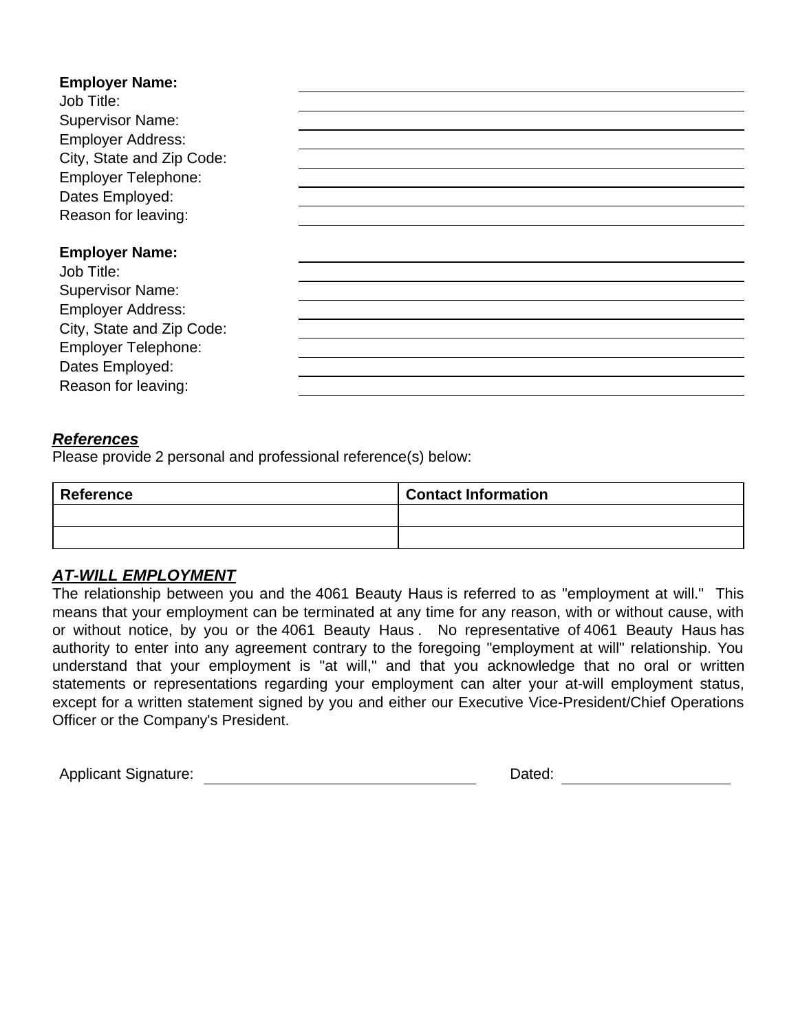**Employer Name:**
Job Title:
Supervisor Name:
Employer Address:
City, State and Zip Code:
Employer Telephone:
Dates Employed:
Reason for leaving:

**Employer Name:**
Job Title:
Supervisor Name:
Employer Address:
City, State and Zip Code:
Employer Telephone:
Dates Employed:
Reason for leaving:

***References***

Please provide 2 personal and professional reference(s) below:

| Reference | Contact Information |
|---|---|
| | |
| | |

***AT-WILL EMPLOYMENT***

The relationship between you and the 4061 Beauty Haus is referred to as "employment at will." This means that your employment can be terminated at any time for any reason, with or without cause, with or without notice, by you or the 4061 Beauty Haus . No representative of 4061 Beauty Haus has authority to enter into any agreement contrary to the foregoing "employment at will" relationship. You understand that your employment is "at will," and that you acknowledge that no oral or written statements or representations regarding your employment can alter your at-will employment status, except for a written statement signed by you and either our Executive Vice-President/Chief Operations Officer or the Company's President.

Applicant Signature: ______________________ Dated: ______________